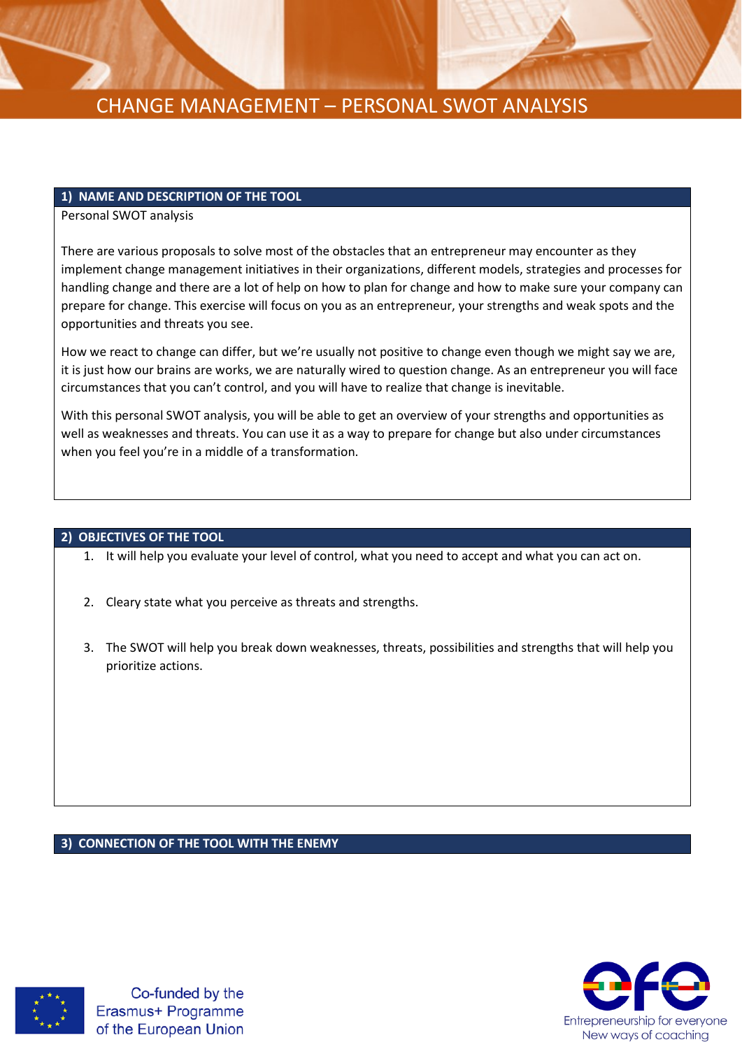# CHANGE MANAGEMENT – PERSONAL SWOT ANALYSIS

## 1) NAME AND DESCRIPTION OF THE TOOL

Personal SWOT analysis

There are various proposals to solve most of the obstacles that an entrepreneur may encounter as they implement change management initiatives in their organizations, different models, strategies and processes for handling change and there are a lot of help on how to plan for change and how to make sure your company can prepare for change. This exercise will focus on you as an entrepreneur, your strengths and weak spots and the opportunities and threats you see.

How we react to change can differ, but we're usually not positive to change even though we might say we are, it is just how our brains are works, we are naturally wired to question change. As an entrepreneur you will face circumstances that you can't control, and you will have to realize that change is inevitable.

With this personal SWOT analysis, you will be able to get an overview of your strengths and opportunities as well as weaknesses and threats. You can use it as a way to prepare for change but also under circumstances when you feel you're in a middle of a transformation.

## 2) OBJECTIVES OF THE TOOL

1. It will help you evaluate your level of control, what you need to accept and what you can act on.
2. Cleary state what you perceive as threats and strengths.
3. The SWOT will help you break down weaknesses, threats, possibilities and strengths that will help you prioritize actions.

## 3) CONNECTION OF THE TOOL WITH THE ENEMY

Co-funded by the Erasmus+ Programme of the European Union

efe Entrepreneurship for everyone New ways of coaching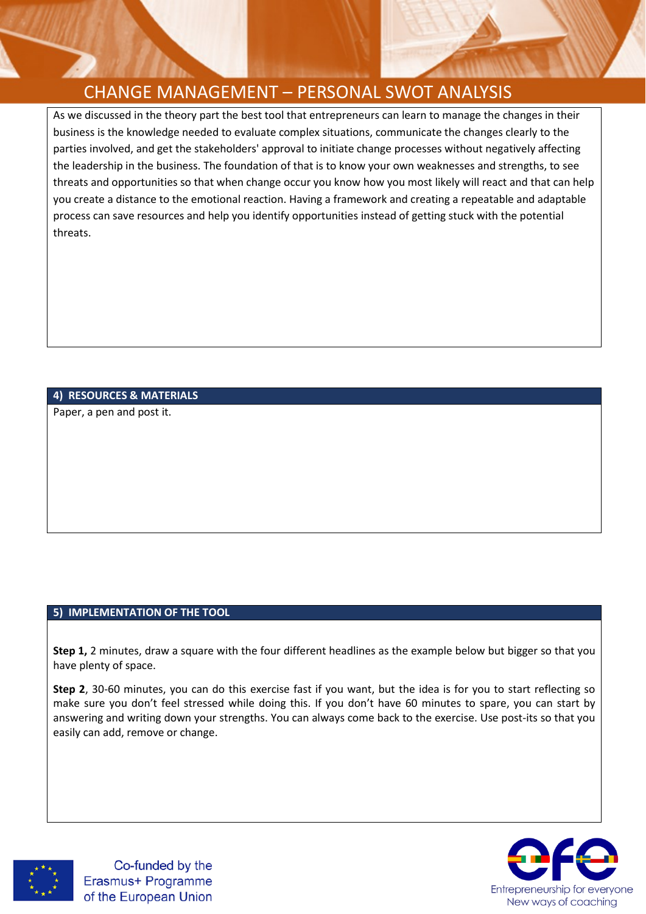# CHANGE MANAGEMENT – PERSONAL SWOT ANALYSIS

As we discussed in the theory part the best tool that entrepreneurs can learn to manage the changes in their business is the knowledge needed to evaluate complex situations, communicate the changes clearly to the parties involved, and get the stakeholders' approval to initiate change processes without negatively affecting the leadership in the business. The foundation of that is to know your own weaknesses and strengths, to see threats and opportunities so that when change occur you know how you most likely will react and that can help you create a distance to the emotional reaction. Having a framework and creating a repeatable and adaptable process can save resources and help you identify opportunities instead of getting stuck with the potential threats.

## 4) RESOURCES & MATERIALS

Paper, a pen and post it.

## 5) IMPLEMENTATION OF THE TOOL

**Step 1,** 2 minutes, draw a square with the four different headlines as the example below but bigger so that you have plenty of space.

**Step 2**, 30-60 minutes, you can do this exercise fast if you want, but the idea is for you to start reflecting so make sure you don't feel stressed while doing this. If you don't have 60 minutes to spare, you can start by answering and writing down your strengths. You can always come back to the exercise. Use post-its so that you easily can add, remove or change.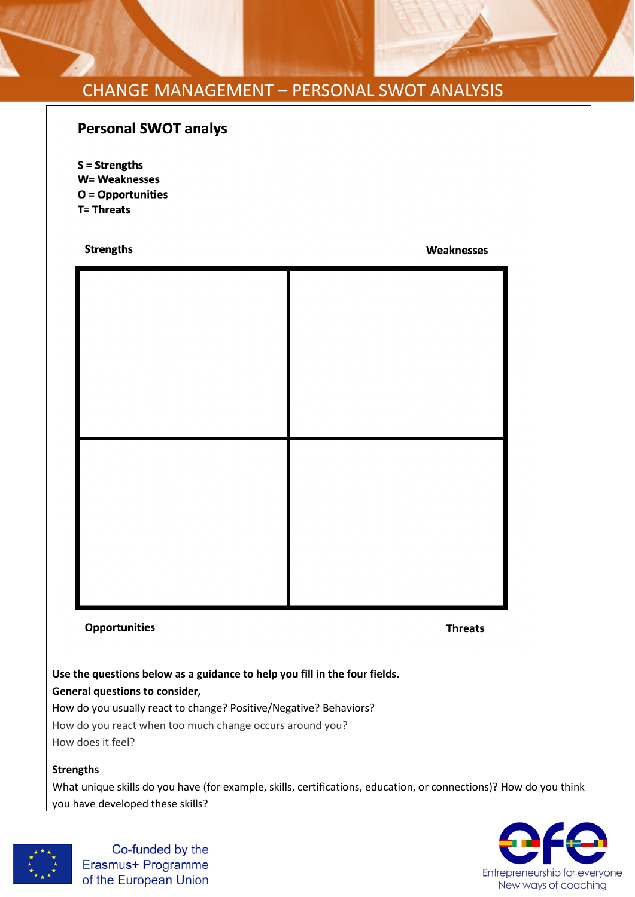# CHANGE MANAGEMENT – PERSONAL SWOT ANALYSIS

## Personal SWOT analys

**S = Strengths**
**W= Weaknesses**
**O = Opportunities**
**T= Threats**

| Strengths | Weaknesses |
|---|---|
| | |
| | |
| **Opportunities** | **Threats** |

**Use the questions below as a guidance to help you fill in the four fields.**

**General questions to consider,**

How do you usually react to change? Positive/Negative? Behaviors?

How do you react when too much change occurs around you?

How does it feel?

**Strengths**

What unique skills do you have (for example, skills, certifications, education, or connections)? How do you think you have developed these skills?

Co-funded by the Erasmus+ Programme of the European Union

Entrepreneurship for everyone New ways of coaching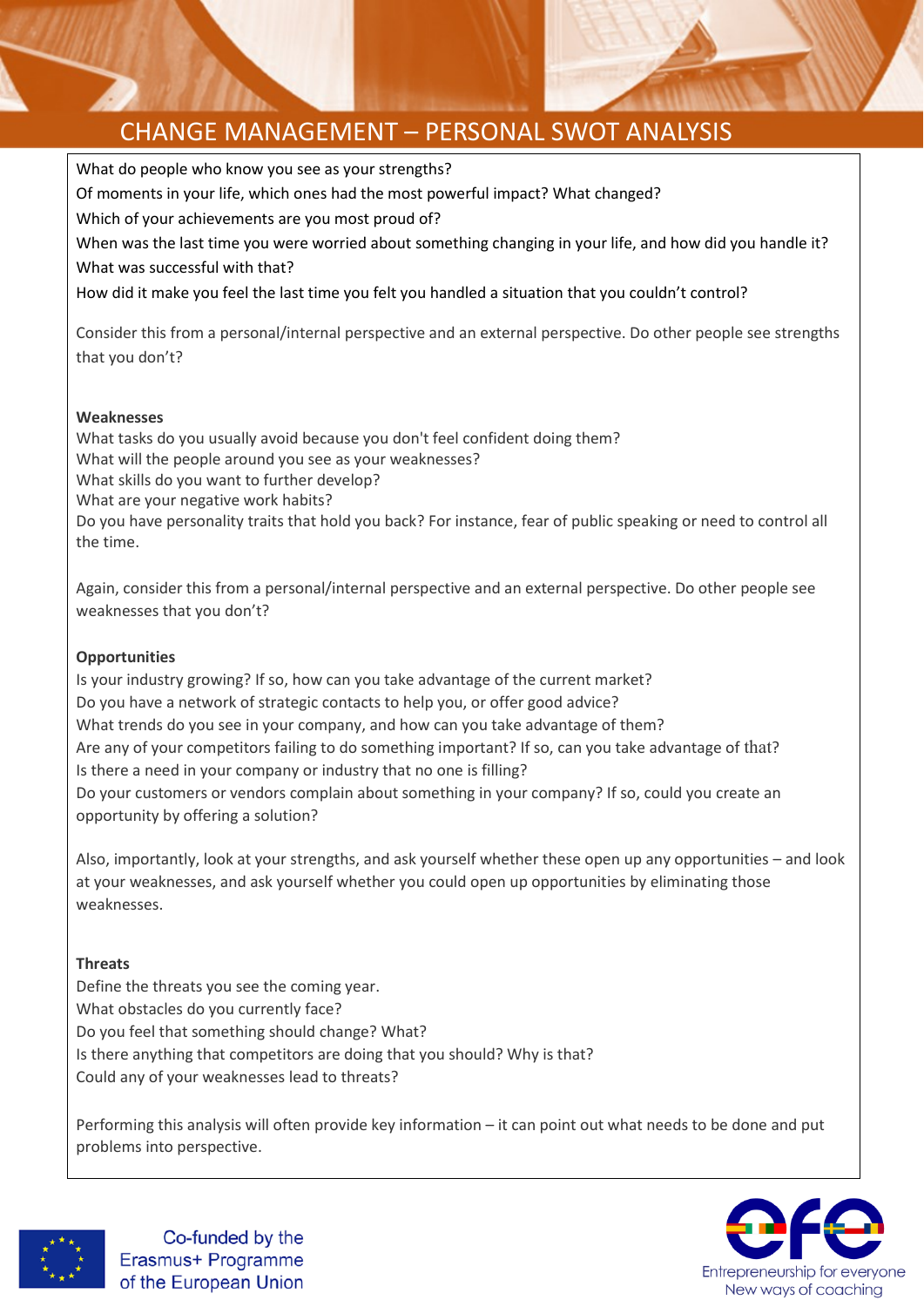# CHANGE MANAGEMENT – PERSONAL SWOT ANALYSIS

What do people who know you see as your strengths?
Of moments in your life, which ones had the most powerful impact? What changed?
Which of your achievements are you most proud of?
When was the last time you were worried about something changing in your life, and how did you handle it?
What was successful with that?
How did it make you feel the last time you felt you handled a situation that you couldn't control?

Consider this from a personal/internal perspective and an external perspective. Do other people see strengths that you don't?

**Weaknesses**

What tasks do you usually avoid because you don't feel confident doing them?
What will the people around you see as your weaknesses?
What skills do you want to further develop?
What are your negative work habits?
Do you have personality traits that hold you back? For instance, fear of public speaking or need to control all the time.

Again, consider this from a personal/internal perspective and an external perspective. Do other people see weaknesses that you don't?

**Opportunities**

Is your industry growing? If so, how can you take advantage of the current market?
Do you have a network of strategic contacts to help you, or offer good advice?
What trends do you see in your company, and how can you take advantage of them?
Are any of your competitors failing to do something important? If so, can you take advantage of that?
Is there a need in your company or industry that no one is filling?
Do your customers or vendors complain about something in your company? If so, could you create an opportunity by offering a solution?

Also, importantly, look at your strengths, and ask yourself whether these open up any opportunities – and look at your weaknesses, and ask yourself whether you could open up opportunities by eliminating those weaknesses.

**Threats**

Define the threats you see the coming year.
What obstacles do you currently face?
Do you feel that something should change? What?
Is there anything that competitors are doing that you should? Why is that?
Could any of your weaknesses lead to threats?

Performing this analysis will often provide key information – it can point out what needs to be done and put problems into perspective.

Co-funded by the Erasmus+ Programme of the European Union

Entrepreneurship for everyone
New ways of coaching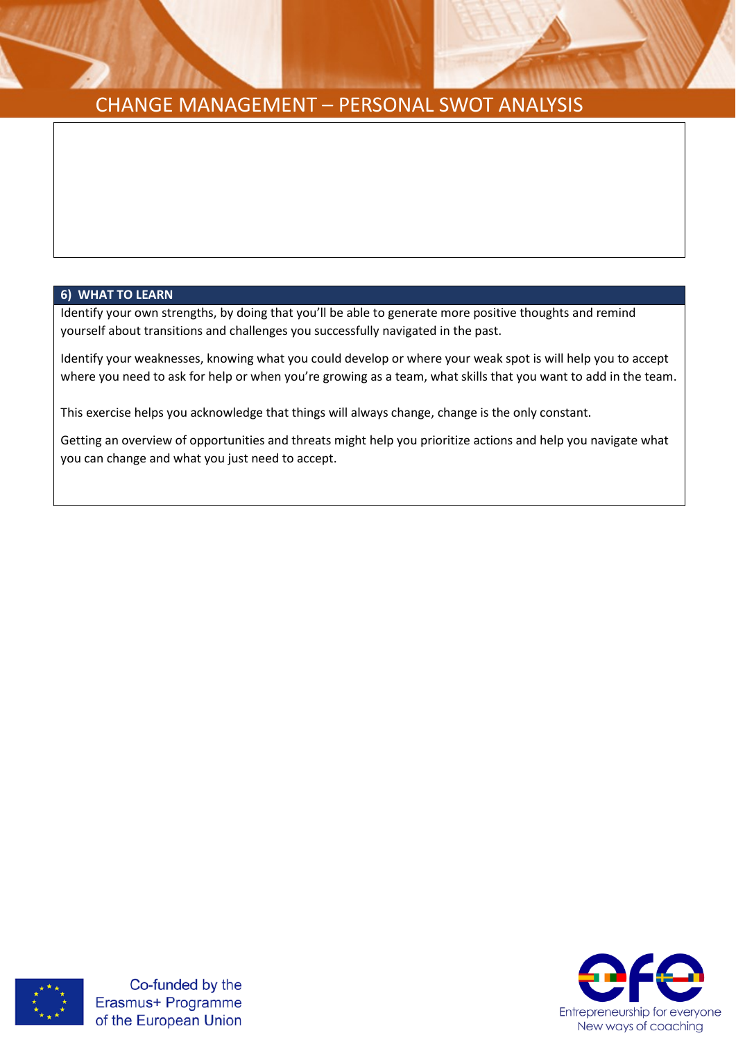## 6) WHAT TO LEARN

Identify your own strengths, by doing that you'll be able to generate more positive thoughts and remind yourself about transitions and challenges you successfully navigated in the past.

Identify your weaknesses, knowing what you could develop or where your weak spot is will help you to accept where you need to ask for help or when you're growing as a team, what skills that you want to add in the team.

This exercise helps you acknowledge that things will always change, change is the only constant.

Getting an overview of opportunities and threats might help you prioritize actions and help you navigate what you can change and what you just need to accept.